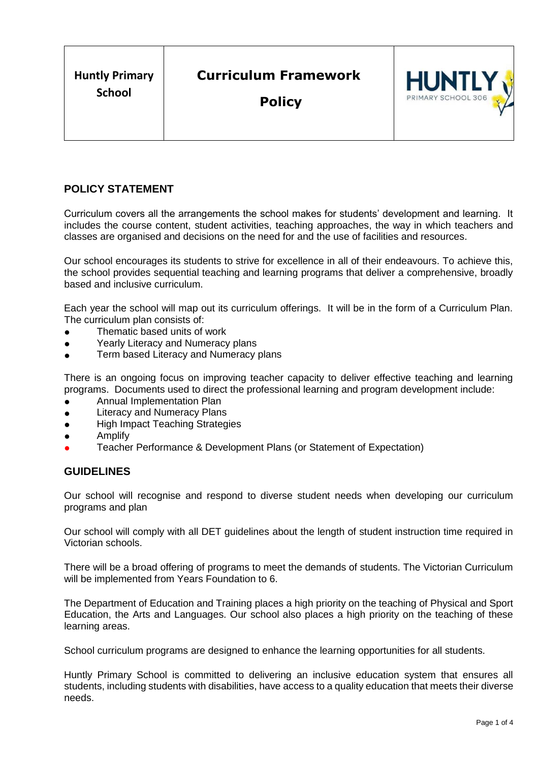| Huntly Primary School | Curriculum Framework Policy | HUNTLY PRIMARY SCHOOL 306 |
|---|---|---|

## POLICY STATEMENT

Curriculum covers all the arrangements the school makes for students' development and learning. It includes the course content, student activities, teaching approaches, the way in which teachers and classes are organised and decisions on the need for and the use of facilities and resources.

Our school encourages its students to strive for excellence in all of their endeavours. To achieve this, the school provides sequential teaching and learning programs that deliver a comprehensive, broadly based and inclusive curriculum.

Each year the school will map out its curriculum offerings. It will be in the form of a Curriculum Plan. The curriculum plan consists of:

- Thematic based units of work
- Yearly Literacy and Numeracy plans
- Term based Literacy and Numeracy plans

There is an ongoing focus on improving teacher capacity to deliver effective teaching and learning programs. Documents used to direct the professional learning and program development include:

- Annual Implementation Plan
- Literacy and Numeracy Plans
- High Impact Teaching Strategies
- Amplify
- Teacher Performance & Development Plans (or Statement of Expectation)

## GUIDELINES

Our school will recognise and respond to diverse student needs when developing our curriculum programs and plan

Our school will comply with all DET guidelines about the length of student instruction time required in Victorian schools.

There will be a broad offering of programs to meet the demands of students. The Victorian Curriculum will be implemented from Years Foundation to 6.

The Department of Education and Training places a high priority on the teaching of Physical and Sport Education, the Arts and Languages. Our school also places a high priority on the teaching of these learning areas.

School curriculum programs are designed to enhance the learning opportunities for all students.

Huntly Primary School is committed to delivering an inclusive education system that ensures all students, including students with disabilities, have access to a quality education that meets their diverse needs.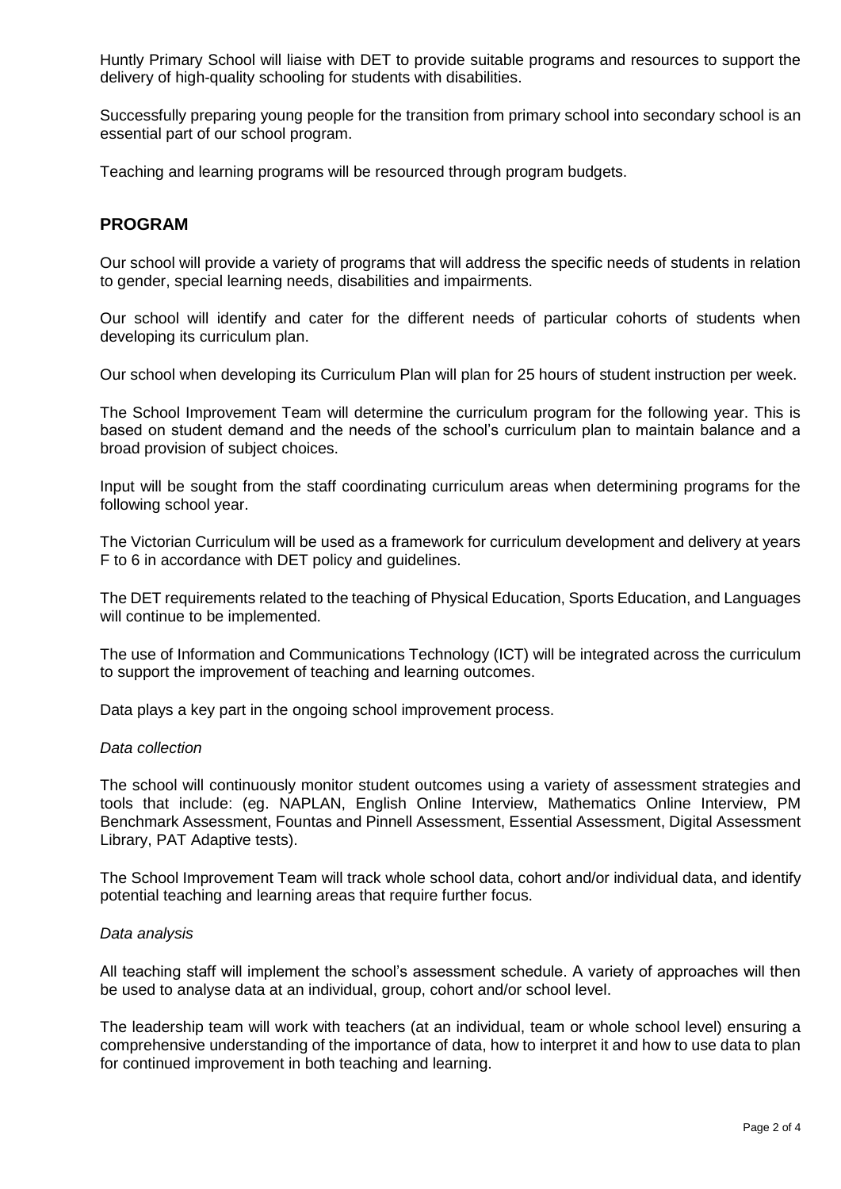Huntly Primary School will liaise with DET to provide suitable programs and resources to support the delivery of high-quality schooling for students with disabilities.

Successfully preparing young people for the transition from primary school into secondary school is an essential part of our school program.

Teaching and learning programs will be resourced through program budgets.

## PROGRAM

Our school will provide a variety of programs that will address the specific needs of students in relation to gender, special learning needs, disabilities and impairments.

Our school will identify and cater for the different needs of particular cohorts of students when developing its curriculum plan.

Our school when developing its Curriculum Plan will plan for 25 hours of student instruction per week.

The School Improvement Team will determine the curriculum program for the following year. This is based on student demand and the needs of the school's curriculum plan to maintain balance and a broad provision of subject choices.

Input will be sought from the staff coordinating curriculum areas when determining programs for the following school year.

The Victorian Curriculum will be used as a framework for curriculum development and delivery at years F to 6 in accordance with DET policy and guidelines.

The DET requirements related to the teaching of Physical Education, Sports Education, and Languages will continue to be implemented.

The use of Information and Communications Technology (ICT) will be integrated across the curriculum to support the improvement of teaching and learning outcomes.

Data plays a key part in the ongoing school improvement process.

*Data collection*

The school will continuously monitor student outcomes using a variety of assessment strategies and tools that include: (eg. NAPLAN, English Online Interview, Mathematics Online Interview, PM Benchmark Assessment, Fountas and Pinnell Assessment, Essential Assessment, Digital Assessment Library, PAT Adaptive tests).

The School Improvement Team will track whole school data, cohort and/or individual data, and identify potential teaching and learning areas that require further focus.

*Data analysis*

All teaching staff will implement the school's assessment schedule. A variety of approaches will then be used to analyse data at an individual, group, cohort and/or school level.

The leadership team will work with teachers (at an individual, team or whole school level) ensuring a comprehensive understanding of the importance of data, how to interpret it and how to use data to plan for continued improvement in both teaching and learning.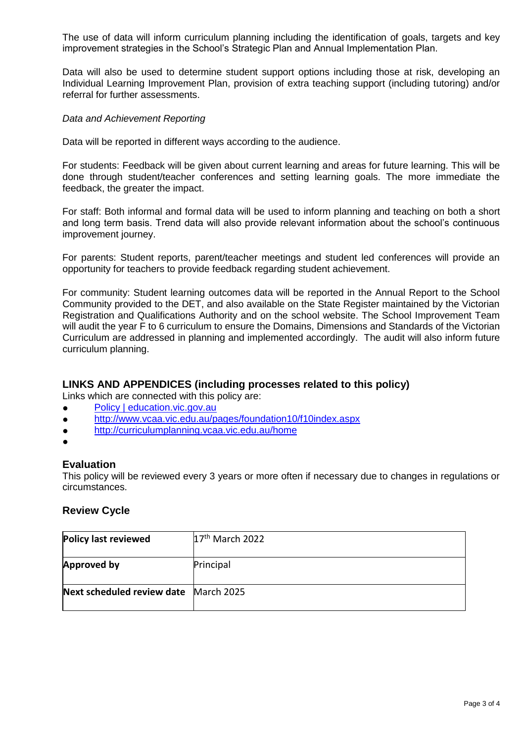The use of data will inform curriculum planning including the identification of goals, targets and key improvement strategies in the School's Strategic Plan and Annual Implementation Plan.

Data will also be used to determine student support options including those at risk, developing an Individual Learning Improvement Plan, provision of extra teaching support (including tutoring) and/or referral for further assessments.

*Data and Achievement Reporting*

Data will be reported in different ways according to the audience.

For students: Feedback will be given about current learning and areas for future learning. This will be done through student/teacher conferences and setting learning goals. The more immediate the feedback, the greater the impact.

For staff: Both informal and formal data will be used to inform planning and teaching on both a short and long term basis. Trend data will also provide relevant information about the school's continuous improvement journey.

For parents: Student reports, parent/teacher meetings and student led conferences will provide an opportunity for teachers to provide feedback regarding student achievement.

For community: Student learning outcomes data will be reported in the Annual Report to the School Community provided to the DET, and also available on the State Register maintained by the Victorian Registration and Qualifications Authority and on the school website. The School Improvement Team will audit the year F to 6 curriculum to ensure the Domains, Dimensions and Standards of the Victorian Curriculum are addressed in planning and implemented accordingly. The audit will also inform future curriculum planning.

## LINKS AND APPENDICES (including processes related to this policy)

Links which are connected with this policy are:

- Policy | education.vic.gov.au
- http://www.vcaa.vic.edu.au/pages/foundation10/f10index.aspx
- http://curriculumplanning.vcaa.vic.edu.au/home
- 

## Evaluation

This policy will be reviewed every 3 years or more often if necessary due to changes in regulations or circumstances.

## Review Cycle

| **Policy last reviewed** | 17th March 2022 |
|---|---|
| **Approved by** | Principal |
| **Next scheduled review date** | March 2025 |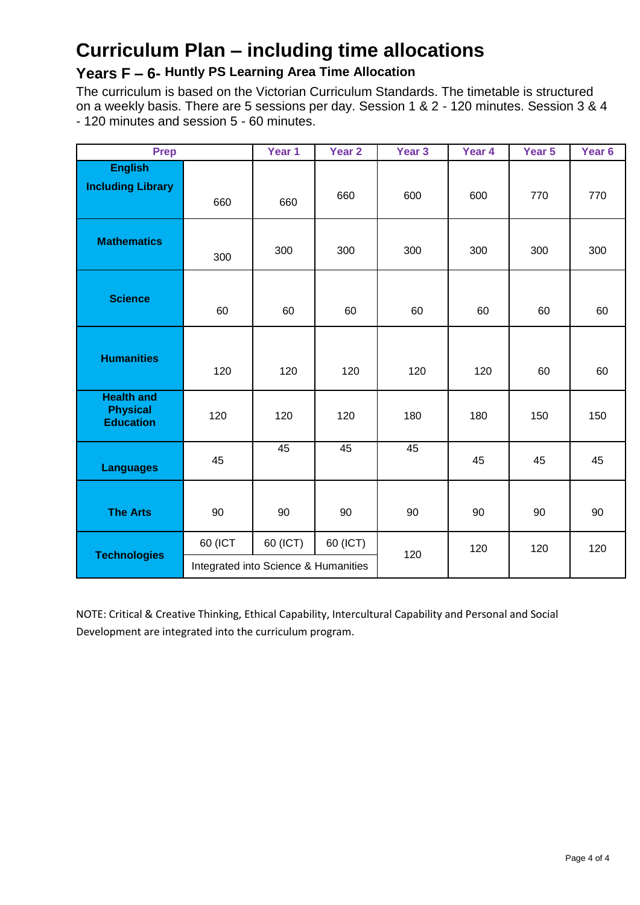# Curriculum Plan – including time allocations

## Years F – 6- Huntly PS Learning Area Time Allocation

The curriculum is based on the Victorian Curriculum Standards. The timetable is structured on a weekly basis. There are 5 sessions per day. Session 1 & 2 - 120 minutes. Session 3 & 4 - 120 minutes and session 5 - 60 minutes.

| | Prep | Year 1 | Year 2 | Year 3 | Year 4 | Year 5 | Year 6 |
|---|---|---|---|---|---|---|---|
| **English Including Library** | 660 | 660 | 660 | 600 | 600 | 770 | 770 |
| **Mathematics** | 300 | 300 | 300 | 300 | 300 | 300 | 300 |
| **Science** | 60 | 60 | 60 | 60 | 60 | 60 | 60 |
| **Humanities** | 120 | 120 | 120 | 120 | 120 | 60 | 60 |
| **Health and Physical Education** | 120 | 120 | 120 | 180 | 180 | 150 | 150 |
| **Languages** | 45 | 45 | 45 | 45 | 45 | 45 | 45 |
| **The Arts** | 90 | 90 | 90 | 90 | 90 | 90 | 90 |
| **Technologies** | 60 (ICT<br>Integrated into Science & Humanities | 60 (ICT) | 60 (ICT) | 120 | 120 | 120 | 120 |

NOTE: Critical & Creative Thinking, Ethical Capability, Intercultural Capability and Personal and Social Development are integrated into the curriculum program.